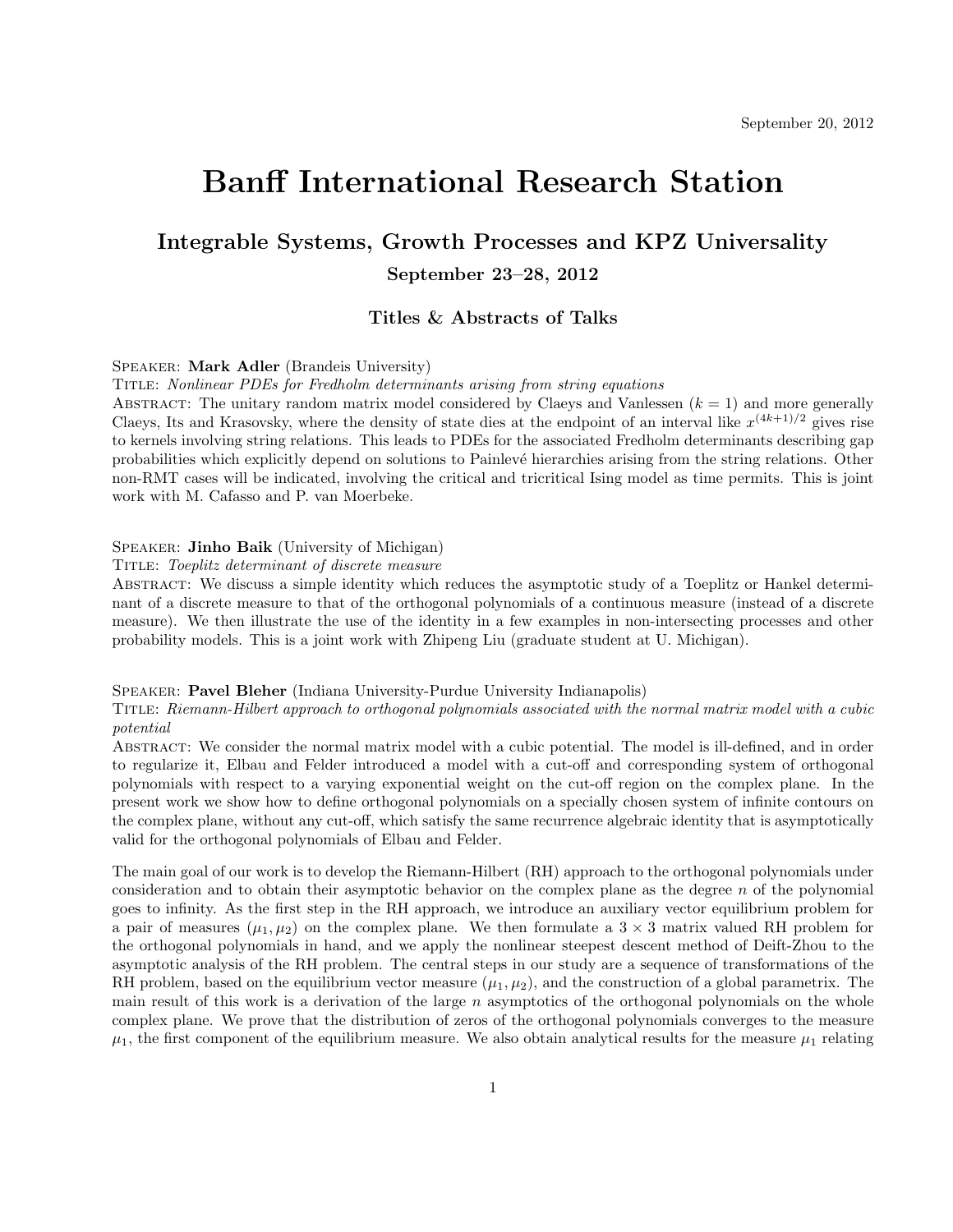September 20, 2012

# Banff International Research Station

## Integrable Systems, Growth Processes and KPZ Universality

### September 23–28, 2012

### Titles & Abstracts of Talks

Speaker: **Mark Adler** (Brandeis University)
Title: *Nonlinear PDEs for Fredholm determinants arising from string equations*
Abstract: The unitary random matrix model considered by Claeys and Vanlessen ($k = 1$) and more generally Claeys, Its and Krasovsky, where the density of state dies at the endpoint of an interval like $x^{(4k+1)/2}$ gives rise to kernels involving string relations. This leads to PDEs for the associated Fredholm determinants describing gap probabilities which explicitly depend on solutions to Painlevé hierarchies arising from the string relations. Other non-RMT cases will be indicated, involving the critical and tricritical Ising model as time permits. This is joint work with M. Cafasso and P. van Moerbeke.

Speaker: **Jinho Baik** (University of Michigan)
Title: *Toeplitz determinant of discrete measure*
Abstract: We discuss a simple identity which reduces the asymptotic study of a Toeplitz or Hankel determinant of a discrete measure to that of the orthogonal polynomials of a continuous measure (instead of a discrete measure). We then illustrate the use of the identity in a few examples in non-intersecting processes and other probability models. This is a joint work with Zhipeng Liu (graduate student at U. Michigan).

Speaker: **Pavel Bleher** (Indiana University-Purdue University Indianapolis)
Title: *Riemann-Hilbert approach to orthogonal polynomials associated with the normal matrix model with a cubic potential*
Abstract: We consider the normal matrix model with a cubic potential. The model is ill-defined, and in order to regularize it, Elbau and Felder introduced a model with a cut-off and corresponding system of orthogonal polynomials with respect to a varying exponential weight on the cut-off region on the complex plane. In the present work we show how to define orthogonal polynomials on a specially chosen system of infinite contours on the complex plane, without any cut-off, which satisfy the same recurrence algebraic identity that is asymptotically valid for the orthogonal polynomials of Elbau and Felder.

The main goal of our work is to develop the Riemann-Hilbert (RH) approach to the orthogonal polynomials under consideration and to obtain their asymptotic behavior on the complex plane as the degree $n$ of the polynomial goes to infinity. As the first step in the RH approach, we introduce an auxiliary vector equilibrium problem for a pair of measures $(\mu_1, \mu_2)$ on the complex plane. We then formulate a $3 \times 3$ matrix valued RH problem for the orthogonal polynomials in hand, and we apply the nonlinear steepest descent method of Deift-Zhou to the asymptotic analysis of the RH problem. The central steps in our study are a sequence of transformations of the RH problem, based on the equilibrium vector measure $(\mu_1, \mu_2)$, and the construction of a global parametrix. The main result of this work is a derivation of the large $n$ asymptotics of the orthogonal polynomials on the whole complex plane. We prove that the distribution of zeros of the orthogonal polynomials converges to the measure $\mu_1$, the first component of the equilibrium measure. We also obtain analytical results for the measure $\mu_1$ relating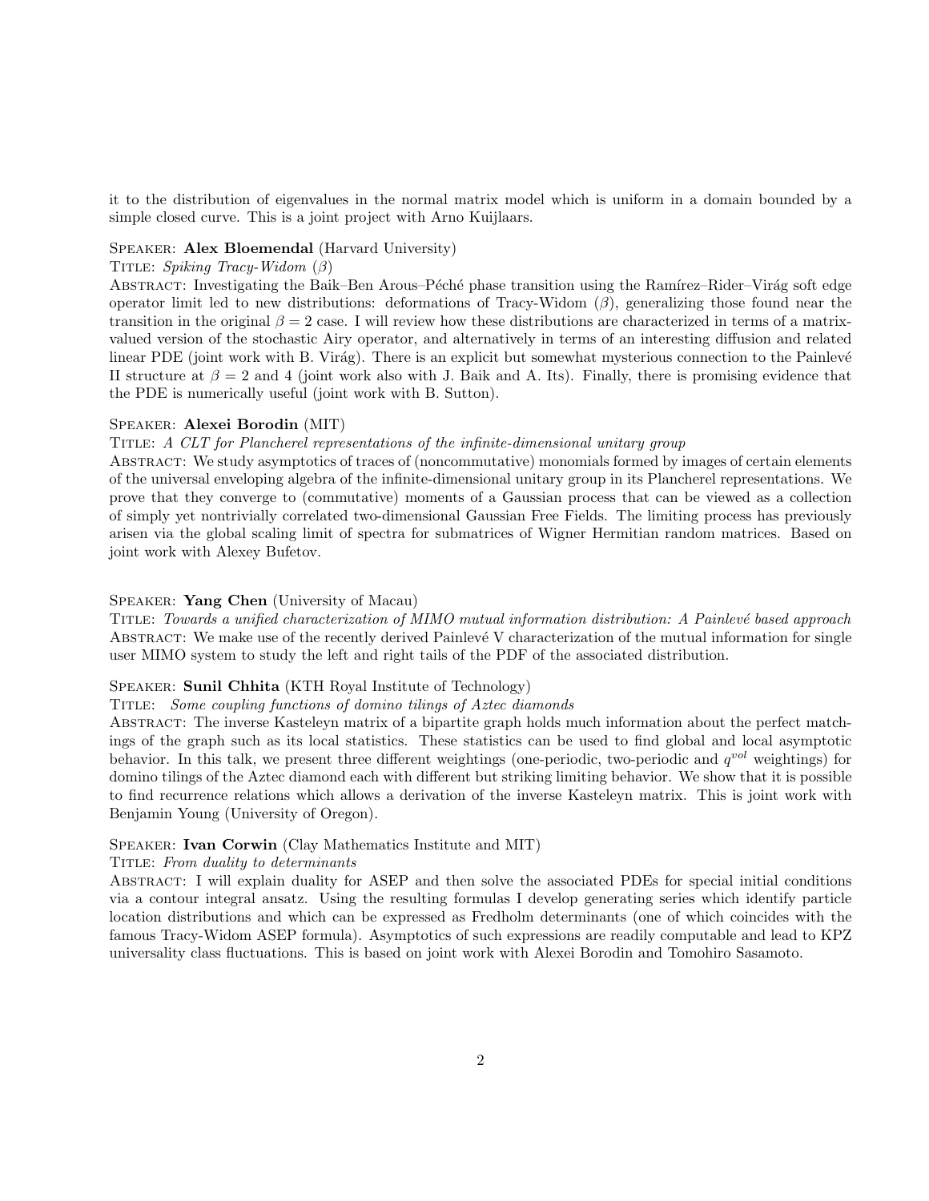it to the distribution of eigenvalues in the normal matrix model which is uniform in a domain bounded by a simple closed curve. This is a joint project with Arno Kuijlaars.

SPEAKER: **Alex Bloemendal** (Harvard University)
TITLE: *Spiking Tracy-Widom* ($\beta$)
ABSTRACT: Investigating the Baik–Ben Arous–Péché phase transition using the Ramírez–Rider–Virág soft edge operator limit led to new distributions: deformations of Tracy-Widom ($\beta$), generalizing those found near the transition in the original $\beta = 2$ case. I will review how these distributions are characterized in terms of a matrix-valued version of the stochastic Airy operator, and alternatively in terms of an interesting diffusion and related linear PDE (joint work with B. Virág). There is an explicit but somewhat mysterious connection to the Painlevé II structure at $\beta = 2$ and 4 (joint work also with J. Baik and A. Its). Finally, there is promising evidence that the PDE is numerically useful (joint work with B. Sutton).

SPEAKER: **Alexei Borodin** (MIT)
TITLE: *A CLT for Plancherel representations of the infinite-dimensional unitary group*
ABSTRACT: We study asymptotics of traces of (noncommutative) monomials formed by images of certain elements of the universal enveloping algebra of the infinite-dimensional unitary group in its Plancherel representations. We prove that they converge to (commutative) moments of a Gaussian process that can be viewed as a collection of simply yet nontrivially correlated two-dimensional Gaussian Free Fields. The limiting process has previously arisen via the global scaling limit of spectra for submatrices of Wigner Hermitian random matrices. Based on joint work with Alexey Bufetov.

SPEAKER: **Yang Chen** (University of Macau)
TITLE: *Towards a unified characterization of MIMO mutual information distribution: A Painlevé based approach*
ABSTRACT: We make use of the recently derived Painlevé V characterization of the mutual information for single user MIMO system to study the left and right tails of the PDF of the associated distribution.

SPEAKER: **Sunil Chhita** (KTH Royal Institute of Technology)
TITLE: *Some coupling functions of domino tilings of Aztec diamonds*
ABSTRACT: The inverse Kasteleyn matrix of a bipartite graph holds much information about the perfect matchings of the graph such as its local statistics. These statistics can be used to find global and local asymptotic behavior. In this talk, we present three different weightings (one-periodic, two-periodic and $q^{vol}$ weightings) for domino tilings of the Aztec diamond each with different but striking limiting behavior. We show that it is possible to find recurrence relations which allows a derivation of the inverse Kasteleyn matrix. This is joint work with Benjamin Young (University of Oregon).

SPEAKER: **Ivan Corwin** (Clay Mathematics Institute and MIT)
TITLE: *From duality to determinants*
ABSTRACT: I will explain duality for ASEP and then solve the associated PDEs for special initial conditions via a contour integral ansatz. Using the resulting formulas I develop generating series which identify particle location distributions and which can be expressed as Fredholm determinants (one of which coincides with the famous Tracy-Widom ASEP formula). Asymptotics of such expressions are readily computable and lead to KPZ universality class fluctuations. This is based on joint work with Alexei Borodin and Tomohiro Sasamoto.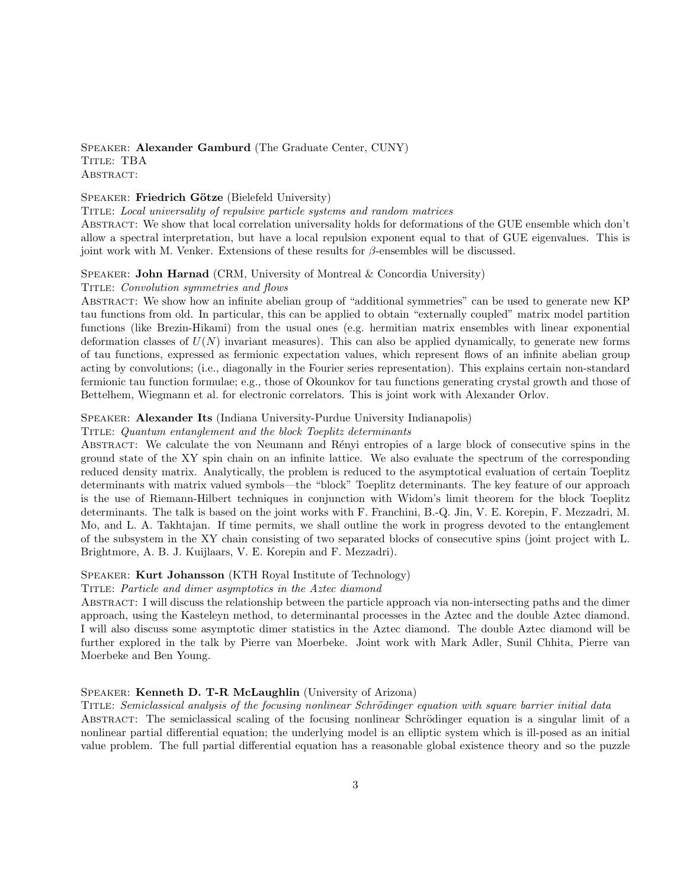Speaker: **Alexander Gamburd** (The Graduate Center, CUNY)
Title: TBA
Abstract:

Speaker: **Friedrich Götze** (Bielefeld University)
Title: *Local universality of repulsive particle systems and random matrices*
Abstract: We show that local correlation universality holds for deformations of the GUE ensemble which don't allow a spectral interpretation, but have a local repulsion exponent equal to that of GUE eigenvalues. This is joint work with M. Venker. Extensions of these results for $\beta$-ensembles will be discussed.

Speaker: **John Harnad** (CRM, University of Montreal & Concordia University)
Title: *Convolution symmetries and flows*
Abstract: We show how an infinite abelian group of "additional symmetries" can be used to generate new KP tau functions from old. In particular, this can be applied to obtain "externally coupled" matrix model partition functions (like Brezin-Hikami) from the usual ones (e.g. hermitian matrix ensembles with linear exponential deformation classes of $U(N)$ invariant measures). This can also be applied dynamically, to generate new forms of tau functions, expressed as fermionic expectation values, which represent flows of an infinite abelian group acting by convolutions; (i.e., diagonally in the Fourier series representation). This explains certain non-standard fermionic tau function formulae; e.g., those of Okounkov for tau functions generating crystal growth and those of Bettelhem, Wiegmann et al. for electronic correlators. This is joint work with Alexander Orlov.

Speaker: **Alexander Its** (Indiana University-Purdue University Indianapolis)
Title: *Quantum entanglement and the block Toeplitz determinants*
Abstract: We calculate the von Neumann and Rényi entropies of a large block of consecutive spins in the ground state of the XY spin chain on an infinite lattice. We also evaluate the spectrum of the corresponding reduced density matrix. Analytically, the problem is reduced to the asymptotical evaluation of certain Toeplitz determinants with matrix valued symbols—the "block" Toeplitz determinants. The key feature of our approach is the use of Riemann-Hilbert techniques in conjunction with Widom's limit theorem for the block Toeplitz determinants. The talk is based on the joint works with F. Franchini, B.-Q. Jin, V. E. Korepin, F. Mezzadri, M. Mo, and L. A. Takhtajan. If time permits, we shall outline the work in progress devoted to the entanglement of the subsystem in the XY chain consisting of two separated blocks of consecutive spins (joint project with L. Brightmore, A. B. J. Kuijlaars, V. E. Korepin and F. Mezzadri).

Speaker: **Kurt Johansson** (KTH Royal Institute of Technology)
Title: *Particle and dimer asymptotics in the Aztec diamond*
Abstract: I will discuss the relationship between the particle approach via non-intersecting paths and the dimer approach, using the Kasteleyn method, to determinantal processes in the Aztec and the double Aztec diamond. I will also discuss some asymptotic dimer statistics in the Aztec diamond. The double Aztec diamond will be further explored in the talk by Pierre van Moerbeke. Joint work with Mark Adler, Sunil Chhita, Pierre van Moerbeke and Ben Young.

Speaker: **Kenneth D. T-R McLaughlin** (University of Arizona)
Title: *Semiclassical analysis of the focusing nonlinear Schrödinger equation with square barrier initial data*
Abstract: The semiclassical scaling of the focusing nonlinear Schrödinger equation is a singular limit of a nonlinear partial differential equation; the underlying model is an elliptic system which is ill-posed as an initial value problem. The full partial differential equation has a reasonable global existence theory and so the puzzle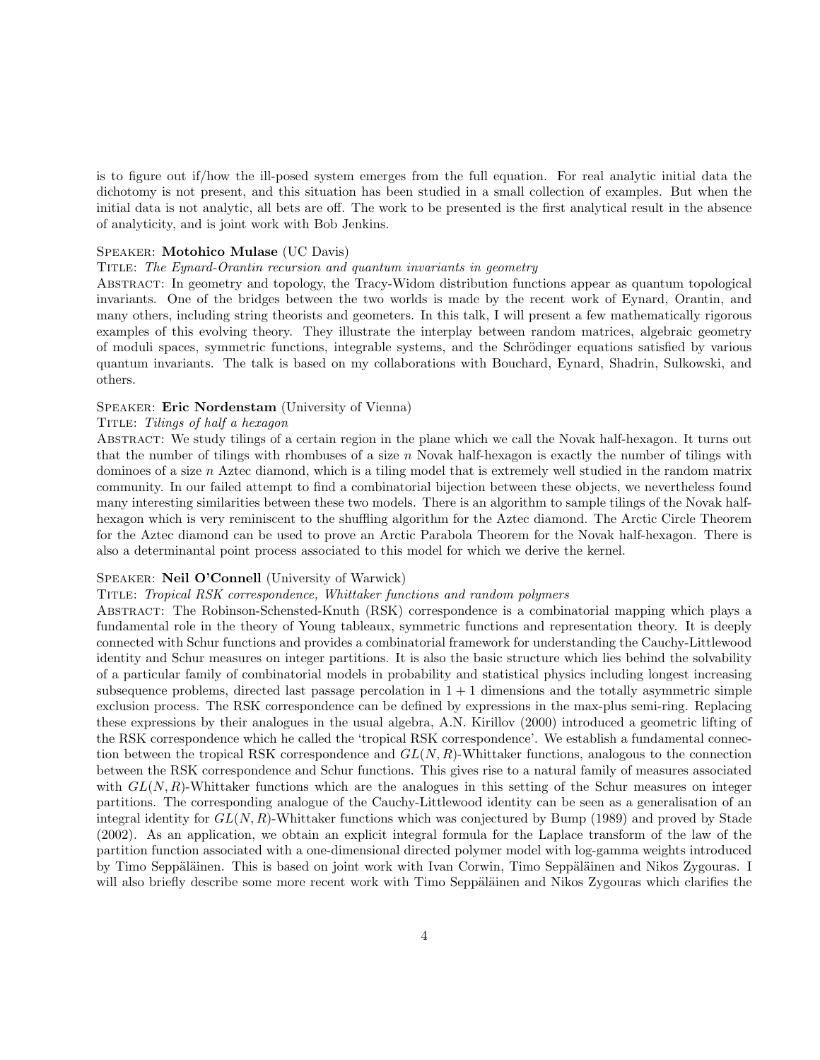is to figure out if/how the ill-posed system emerges from the full equation. For real analytic initial data the dichotomy is not present, and this situation has been studied in a small collection of examples. But when the initial data is not analytic, all bets are off. The work to be presented is the first analytical result in the absence of analyticity, and is joint work with Bob Jenkins.

Speaker: **Motohico Mulase** (UC Davis)

Title: *The Eynard-Orantin recursion and quantum invariants in geometry*

Abstract: In geometry and topology, the Tracy-Widom distribution functions appear as quantum topological invariants. One of the bridges between the two worlds is made by the recent work of Eynard, Orantin, and many others, including string theorists and geometers. In this talk, I will present a few mathematically rigorous examples of this evolving theory. They illustrate the interplay between random matrices, algebraic geometry of moduli spaces, symmetric functions, integrable systems, and the Schrödinger equations satisfied by various quantum invariants. The talk is based on my collaborations with Bouchard, Eynard, Shadrin, Sulkowski, and others.

Speaker: **Eric Nordenstam** (University of Vienna)

Title: *Tilings of half a hexagon*

Abstract: We study tilings of a certain region in the plane which we call the Novak half-hexagon. It turns out that the number of tilings with rhombuses of a size $n$ Novak half-hexagon is exactly the number of tilings with dominoes of a size $n$ Aztec diamond, which is a tiling model that is extremely well studied in the random matrix community. In our failed attempt to find a combinatorial bijection between these objects, we nevertheless found many interesting similarities between these two models. There is an algorithm to sample tilings of the Novak half-hexagon which is very reminiscent to the shuffling algorithm for the Aztec diamond. The Arctic Circle Theorem for the Aztec diamond can be used to prove an Arctic Parabola Theorem for the Novak half-hexagon. There is also a determinantal point process associated to this model for which we derive the kernel.

Speaker: **Neil O'Connell** (University of Warwick)

Title: *Tropical RSK correspondence, Whittaker functions and random polymers*

Abstract: The Robinson-Schensted-Knuth (RSK) correspondence is a combinatorial mapping which plays a fundamental role in the theory of Young tableaux, symmetric functions and representation theory. It is deeply connected with Schur functions and provides a combinatorial framework for understanding the Cauchy-Littlewood identity and Schur measures on integer partitions. It is also the basic structure which lies behind the solvability of a particular family of combinatorial models in probability and statistical physics including longest increasing subsequence problems, directed last passage percolation in $1 + 1$ dimensions and the totally asymmetric simple exclusion process. The RSK correspondence can be defined by expressions in the max-plus semi-ring. Replacing these expressions by their analogues in the usual algebra, A.N. Kirillov (2000) introduced a geometric lifting of the RSK correspondence which he called the 'tropical RSK correspondence'. We establish a fundamental connection between the tropical RSK correspondence and $GL(N, R)$-Whittaker functions, analogous to the connection between the RSK correspondence and Schur functions. This gives rise to a natural family of measures associated with $GL(N, R)$-Whittaker functions which are the analogues in this setting of the Schur measures on integer partitions. The corresponding analogue of the Cauchy-Littlewood identity can be seen as a generalisation of an integral identity for $GL(N, R)$-Whittaker functions which was conjectured by Bump (1989) and proved by Stade (2002). As an application, we obtain an explicit integral formula for the Laplace transform of the law of the partition function associated with a one-dimensional directed polymer model with log-gamma weights introduced by Timo Seppäläinen. This is based on joint work with Ivan Corwin, Timo Seppäläinen and Nikos Zygouras. I will also briefly describe some more recent work with Timo Seppäläinen and Nikos Zygouras which clarifies the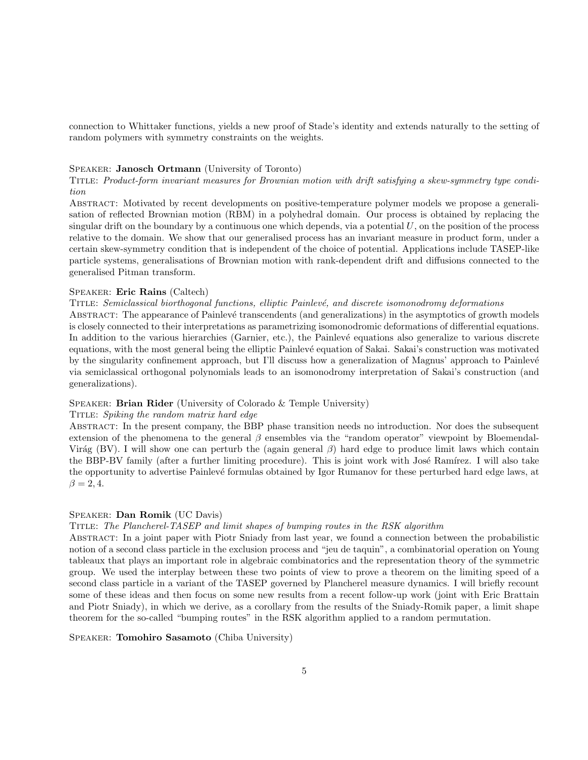connection to Whittaker functions, yields a new proof of Stade's identity and extends naturally to the setting of random polymers with symmetry constraints on the weights.

Speaker: **Janosch Ortmann** (University of Toronto)

Title: *Product-form invariant measures for Brownian motion with drift satisfying a skew-symmetry type condition*

Abstract: Motivated by recent developments on positive-temperature polymer models we propose a generalisation of reflected Brownian motion (RBM) in a polyhedral domain. Our process is obtained by replacing the singular drift on the boundary by a continuous one which depends, via a potential $U$, on the position of the process relative to the domain. We show that our generalised process has an invariant measure in product form, under a certain skew-symmetry condition that is independent of the choice of potential. Applications include TASEP-like particle systems, generalisations of Brownian motion with rank-dependent drift and diffusions connected to the generalised Pitman transform.

Speaker: **Eric Rains** (Caltech)

Title: *Semiclassical biorthogonal functions, elliptic Painlevé, and discrete isomonodromy deformations*

Abstract: The appearance of Painlevé transcendents (and generalizations) in the asymptotics of growth models is closely connected to their interpretations as parametrizing isomonodromic deformations of differential equations. In addition to the various hierarchies (Garnier, etc.), the Painlevé equations also generalize to various discrete equations, with the most general being the elliptic Painlevé equation of Sakai. Sakai's construction was motivated by the singularity confinement approach, but I'll discuss how a generalization of Magnus' approach to Painlevé via semiclassical orthogonal polynomials leads to an isomonodromy interpretation of Sakai's construction (and generalizations).

Speaker: **Brian Rider** (University of Colorado & Temple University)

Title: *Spiking the random matrix hard edge*

Abstract: In the present company, the BBP phase transition needs no introduction. Nor does the subsequent extension of the phenomena to the general $\beta$ ensembles via the "random operator" viewpoint by Bloemendal-Virág (BV). I will show one can perturb the (again general $\beta$) hard edge to produce limit laws which contain the BBP-BV family (after a further limiting procedure). This is joint work with José Ramírez. I will also take the opportunity to advertise Painlevé formulas obtained by Igor Rumanov for these perturbed hard edge laws, at $\beta = 2, 4$.

Speaker: **Dan Romik** (UC Davis)

Title: *The Plancherel-TASEP and limit shapes of bumping routes in the RSK algorithm*

Abstract: In a joint paper with Piotr Sniady from last year, we found a connection between the probabilistic notion of a second class particle in the exclusion process and "jeu de taquin", a combinatorial operation on Young tableaux that plays an important role in algebraic combinatorics and the representation theory of the symmetric group. We used the interplay between these two points of view to prove a theorem on the limiting speed of a second class particle in a variant of the TASEP governed by Plancherel measure dynamics. I will briefly recount some of these ideas and then focus on some new results from a recent follow-up work (joint with Eric Brattain and Piotr Sniady), in which we derive, as a corollary from the results of the Sniady-Romik paper, a limit shape theorem for the so-called "bumping routes" in the RSK algorithm applied to a random permutation.

Speaker: **Tomohiro Sasamoto** (Chiba University)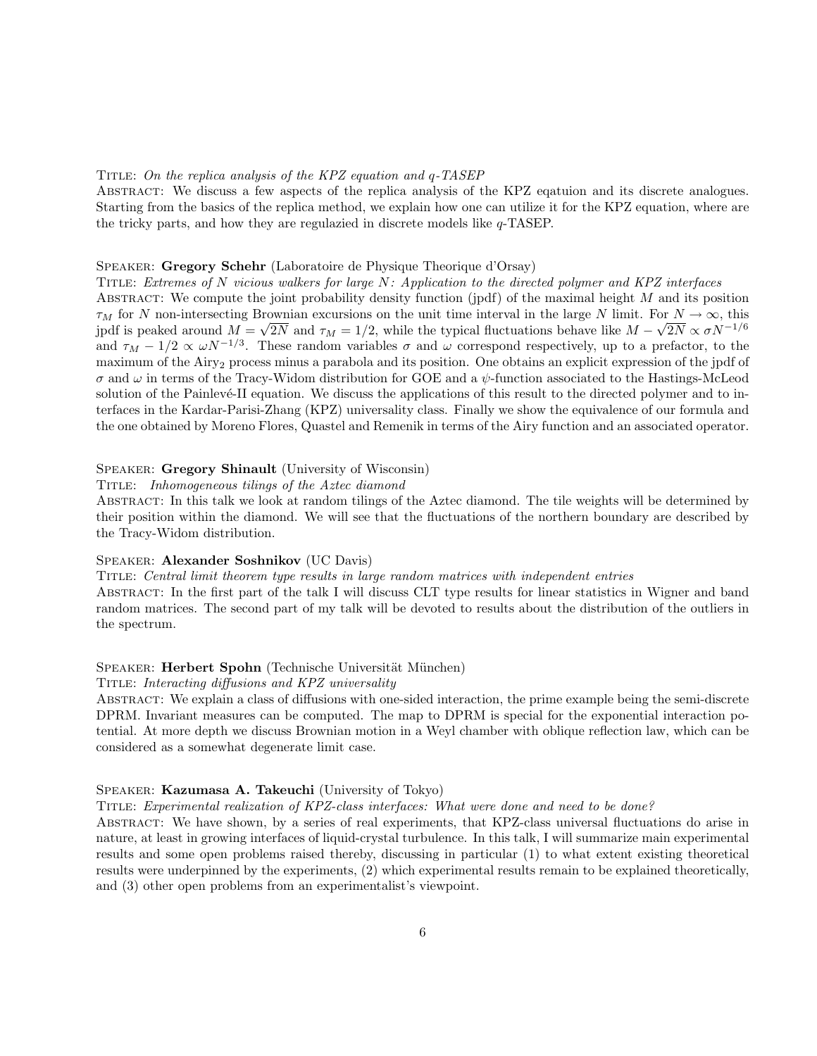Title: *On the replica analysis of the KPZ equation and q-TASEP*
Abstract: We discuss a few aspects of the replica analysis of the KPZ eqatuion and its discrete analogues. Starting from the basics of the replica method, we explain how one can utilize it for the KPZ equation, where are the tricky parts, and how they are regulazied in discrete models like $q$-TASEP.

Speaker: **Gregory Schehr** (Laboratoire de Physique Theorique d'Orsay)
Title: *Extremes of N vicious walkers for large N: Application to the directed polymer and KPZ interfaces*
Abstract: We compute the joint probability density function (jpdf) of the maximal height $M$ and its position $\tau_M$ for $N$ non-intersecting Brownian excursions on the unit time interval in the large $N$ limit. For $N \to \infty$, this jpdf is peaked around $M = \sqrt{2N}$ and $\tau_M = 1/2$, while the typical fluctuations behave like $M - \sqrt{2N} \propto \sigma N^{-1/6}$ and $\tau_M - 1/2 \propto \omega N^{-1/3}$. These random variables $\sigma$ and $\omega$ correspond respectively, up to a prefactor, to the maximum of the Airy$_2$ process minus a parabola and its position. One obtains an explicit expression of the jpdf of $\sigma$ and $\omega$ in terms of the Tracy-Widom distribution for GOE and a $\psi$-function associated to the Hastings-McLeod solution of the Painlevé-II equation. We discuss the applications of this result to the directed polymer and to interfaces in the Kardar-Parisi-Zhang (KPZ) universality class. Finally we show the equivalence of our formula and the one obtained by Moreno Flores, Quastel and Remenik in terms of the Airy function and an associated operator.

Speaker: **Gregory Shinault** (University of Wisconsin)
Title: *Inhomogeneous tilings of the Aztec diamond*
Abstract: In this talk we look at random tilings of the Aztec diamond. The tile weights will be determined by their position within the diamond. We will see that the fluctuations of the northern boundary are described by the Tracy-Widom distribution.

Speaker: **Alexander Soshnikov** (UC Davis)
Title: *Central limit theorem type results in large random matrices with independent entries*
Abstract: In the first part of the talk I will discuss CLT type results for linear statistics in Wigner and band random matrices. The second part of my talk will be devoted to results about the distribution of the outliers in the spectrum.

Speaker: **Herbert Spohn** (Technische Universität München)
Title: *Interacting diffusions and KPZ universality*
Abstract: We explain a class of diffusions with one-sided interaction, the prime example being the semi-discrete DPRM. Invariant measures can be computed. The map to DPRM is special for the exponential interaction potential. At more depth we discuss Brownian motion in a Weyl chamber with oblique reflection law, which can be considered as a somewhat degenerate limit case.

Speaker: **Kazumasa A. Takeuchi** (University of Tokyo)
Title: *Experimental realization of KPZ-class interfaces: What were done and need to be done?*
Abstract: We have shown, by a series of real experiments, that KPZ-class universal fluctuations do arise in nature, at least in growing interfaces of liquid-crystal turbulence. In this talk, I will summarize main experimental results and some open problems raised thereby, discussing in particular (1) to what extent existing theoretical results were underpinned by the experiments, (2) which experimental results remain to be explained theoretically, and (3) other open problems from an experimentalist's viewpoint.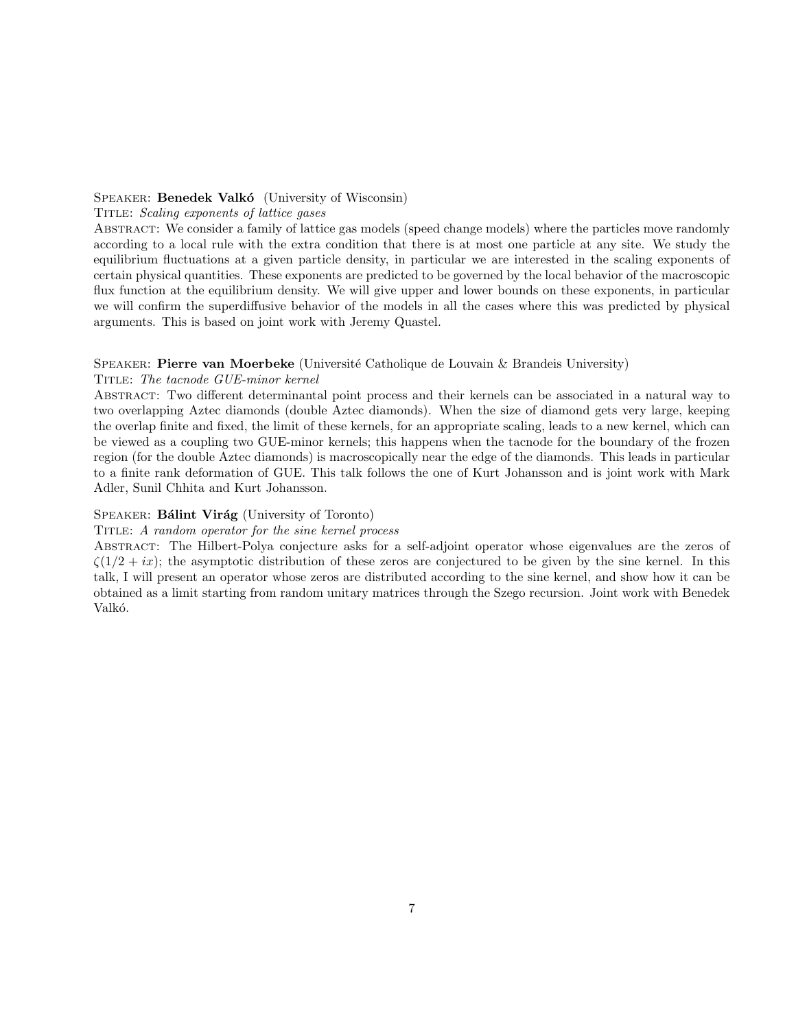Speaker: **Benedek Valkó** (University of Wisconsin)

Title: *Scaling exponents of lattice gases*

Abstract: We consider a family of lattice gas models (speed change models) where the particles move randomly according to a local rule with the extra condition that there is at most one particle at any site. We study the equilibrium fluctuations at a given particle density, in particular we are interested in the scaling exponents of certain physical quantities. These exponents are predicted to be governed by the local behavior of the macroscopic flux function at the equilibrium density. We will give upper and lower bounds on these exponents, in particular we will confirm the superdiffusive behavior of the models in all the cases where this was predicted by physical arguments. This is based on joint work with Jeremy Quastel.

Speaker: **Pierre van Moerbeke** (Université Catholique de Louvain & Brandeis University)

Title: *The tacnode GUE-minor kernel*

Abstract: Two different determinantal point process and their kernels can be associated in a natural way to two overlapping Aztec diamonds (double Aztec diamonds). When the size of diamond gets very large, keeping the overlap finite and fixed, the limit of these kernels, for an appropriate scaling, leads to a new kernel, which can be viewed as a coupling two GUE-minor kernels; this happens when the tacnode for the boundary of the frozen region (for the double Aztec diamonds) is macroscopically near the edge of the diamonds. This leads in particular to a finite rank deformation of GUE. This talk follows the one of Kurt Johansson and is joint work with Mark Adler, Sunil Chhita and Kurt Johansson.

Speaker: **Bálint Virág** (University of Toronto)

Title: *A random operator for the sine kernel process*

Abstract: The Hilbert-Polya conjecture asks for a self-adjoint operator whose eigenvalues are the zeros of $\zeta(1/2 + ix)$; the asymptotic distribution of these zeros are conjectured to be given by the sine kernel. In this talk, I will present an operator whose zeros are distributed according to the sine kernel, and show how it can be obtained as a limit starting from random unitary matrices through the Szego recursion. Joint work with Benedek Valkó.